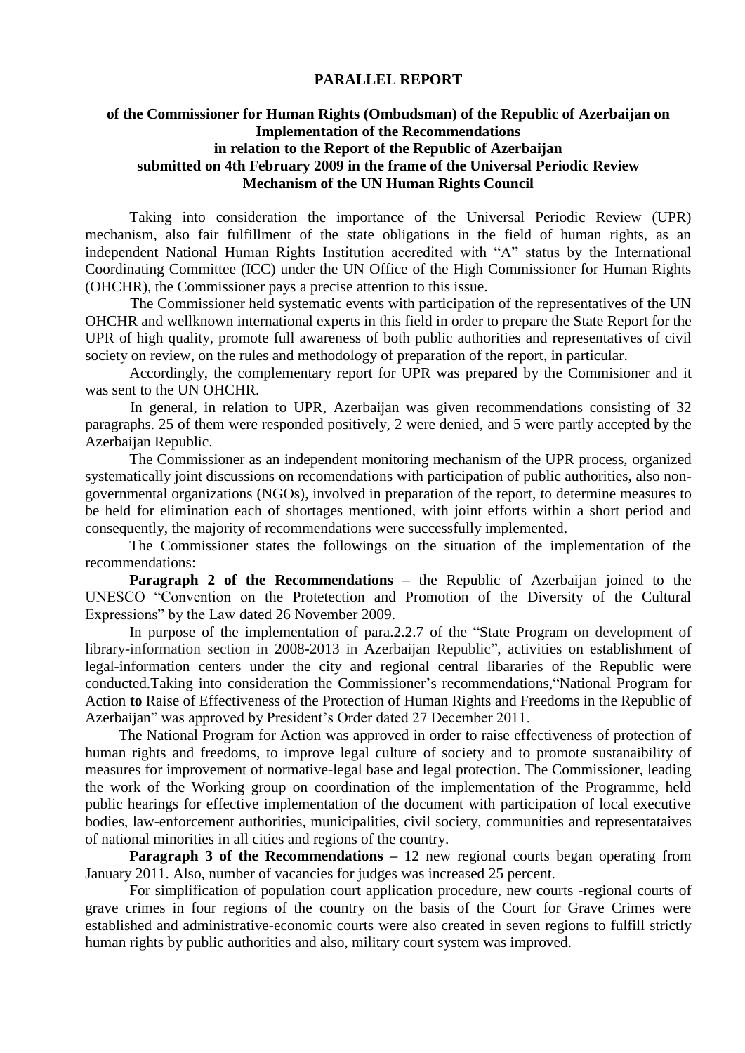**PARALLEL REPORT**

**of the Commissioner for Human Rights (Ombudsman) of the Republic of Azerbaijan on Implementation of the Recommendations in relation to the Report of the Republic of Azerbaijan submitted on 4th February 2009 in the frame of the Universal Periodic Review Mechanism of the UN Human Rights Council**

Taking into consideration the importance of the Universal Periodic Review (UPR) mechanism, also fair fulfillment of the state obligations in the field of human rights, as an independent National Human Rights Institution accredited with "A" status by the International Coordinating Committee (ICC) under the UN Office of the High Commissioner for Human Rights (OHCHR), the Commissioner pays a precise attention to this issue.

The Commissioner held systematic events with participation of the representatives of the UN OHCHR and wellknown international experts in this field in order to prepare the State Report for the UPR of high quality, promote full awareness of both public authorities and representatives of civil society on review, on the rules and methodology of preparation of the report, in particular.

Accordingly, the complementary report for UPR was prepared by the Commisioner and it was sent to the UN OHCHR.

In general, in relation to UPR, Azerbaijan was given recommendations consisting of 32 paragraphs. 25 of them were responded positively, 2 were denied, and 5 were partly accepted by the Azerbaijan Republic.

The Commissioner as an independent monitoring mechanism of the UPR process, organized systematically joint discussions on recomendations with participation of public authorities, also non-governmental organizations (NGOs), involved in preparation of the report, to determine measures to be held for elimination each of shortages mentioned, with joint efforts within a short period and consequently, the majority of recommendations were successfully implemented.

The Commissioner states the followings on the situation of the implementation of the recommendations:

**Paragraph 2 of the Recommendations** – the Republic of Azerbaijan joined to the UNESCO "Convention on the Protetection and Promotion of the Diversity of the Cultural Expressions" by the Law dated 26 November 2009.

In purpose of the implementation of para.2.2.7 of the "State Program on development of library-information section in 2008-2013 in Azerbaijan Republic", activities on establishment of legal-information centers under the city and regional central libararies of the Republic were conducted.Taking into consideration the Commissioner's recommendations,"National Program for Action **to** Raise of Effectiveness of the Protection of Human Rights and Freedoms in the Republic of Azerbaijan" was approved by President's Order dated 27 December 2011.

The National Program for Action was approved in order to raise effectiveness of protection of human rights and freedoms, to improve legal culture of society and to promote sustanaibility of measures for improvement of normative-legal base and legal protection. The Commissioner, leading the work of the Working group on coordination of the implementation of the Programme, held public hearings for effective implementation of the document with participation of local executive bodies, law-enforcement authorities, municipalities, civil society, communities and representaives of national minorities in all cities and regions of the country.

**Paragraph 3 of the Recommendations –** 12 new regional courts began operating from January 2011. Also, number of vacancies for judges was increased 25 percent.

For simplification of population court application procedure, new courts -regional courts of grave crimes in four regions of the country on the basis of the Court for Grave Crimes were established and administrative-economic courts were also created in seven regions to fulfill strictly human rights by public authorities and also, military court system was improved.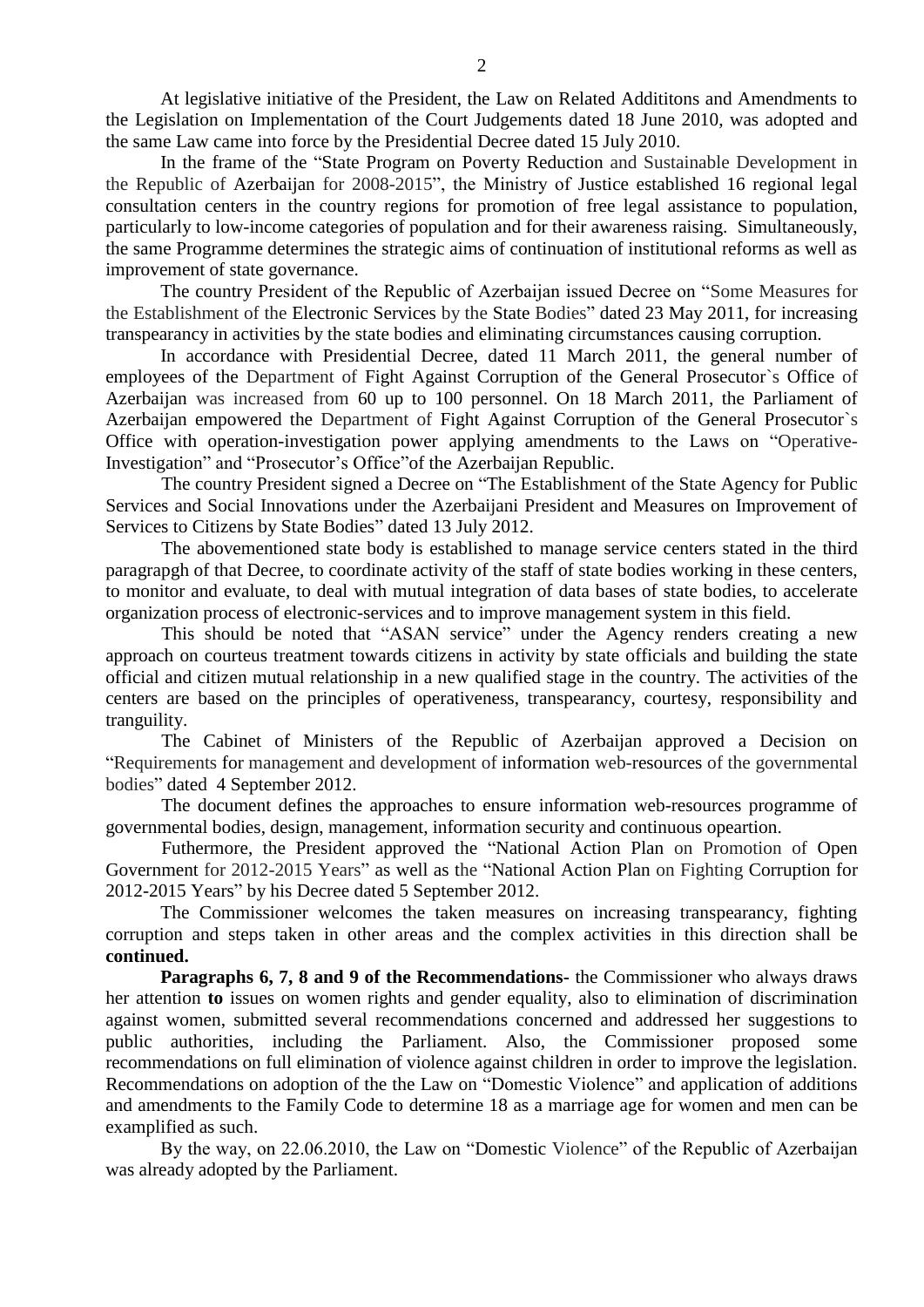At legislative initiative of the President, the Law on Related Addititons and Amendments to the Legislation on Implementation of the Court Judgements dated 18 June 2010, was adopted and the same Law came into force by the Presidential Decree dated 15 July 2010.

In the frame of the "State Program on Poverty Reduction and Sustainable Development in the Republic of Azerbaijan for 2008-2015", the Ministry of Justice established 16 regional legal consultation centers in the country regions for promotion of free legal assistance to population, particularly to low-income categories of population and for their awareness raising. Simultaneously, the same Programme determines the strategic aims of continuation of institutional reforms as well as improvement of state governance.

The country President of the Republic of Azerbaijan issued Decree on "Some Measures for the Establishment of the Electronic Services by the State Bodies" dated 23 May 2011, for increasing transpearancy in activities by the state bodies and eliminating circumstances causing corruption.

In accordance with Presidential Decree, dated 11 March 2011, the general number of employees of the Department of Fight Against Corruption of the General Prosecutor`s Office of Azerbaijan was increased from 60 up to 100 personnel. On 18 March 2011, the Parliament of Azerbaijan empowered the Department of Fight Against Corruption of the General Prosecutor`s Office with operation-investigation power applying amendments to the Laws on "Operative-Investigation" and "Prosecutor's Office"of the Azerbaijan Republic.

The country President signed a Decree on "The Establishment of the State Agency for Public Services and Social Innovations under the Azerbaijani President and Measures on Improvement of Services to Citizens by State Bodies" dated 13 July 2012.

The abovementioned state body is established to manage service centers stated in the third paragrapgh of that Decree, to coordinate activity of the staff of state bodies working in these centers, to monitor and evaluate, to deal with mutual integration of data bases of state bodies, to accelerate organization process of electronic-services and to improve management system in this field.

This should be noted that "ASAN service" under the Agency renders creating a new approach on courteus treatment towards citizens in activity by state officials and building the state official and citizen mutual relationship in a new qualified stage in the country. The activities of the centers are based on the principles of operativeness, transpearancy, courtesy, responsibility and tranguility.

The Cabinet of Ministers of the Republic of Azerbaijan approved a Decision on "Requirements for management and development of information web-resources of the governmental bodies" dated 4 September 2012.

The document defines the approaches to ensure information web-resources programme of governmental bodies, design, management, information security and continuous opeartion.

Futhermore, the President approved the "National Action Plan on Promotion of Open Government for 2012-2015 Years" as well as the "National Action Plan on Fighting Corruption for 2012-2015 Years" by his Decree dated 5 September 2012.

The Commissioner welcomes the taken measures on increasing transpearancy, fighting corruption and steps taken in other areas and the complex activities in this direction shall be **continued.**

**Paragraphs 6, 7, 8 and 9 of the Recommendations-** the Commissioner who always draws her attention **to** issues on women rights and gender equality, also to elimination of discrimination against women, submitted several recommendations concerned and addressed her suggestions to public authorities, including the Parliament. Also, the Commissioner proposed some recommendations on full elimination of violence against children in order to improve the legislation. Recommendations on adoption of the the Law on "Domestic Violence" and application of additions and amendments to the Family Code to determine 18 as a marriage age for women and men can be examplified as such.

By the way, on 22.06.2010, the Law on "Domestic Violence" of the Republic of Azerbaijan was already adopted by the Parliament.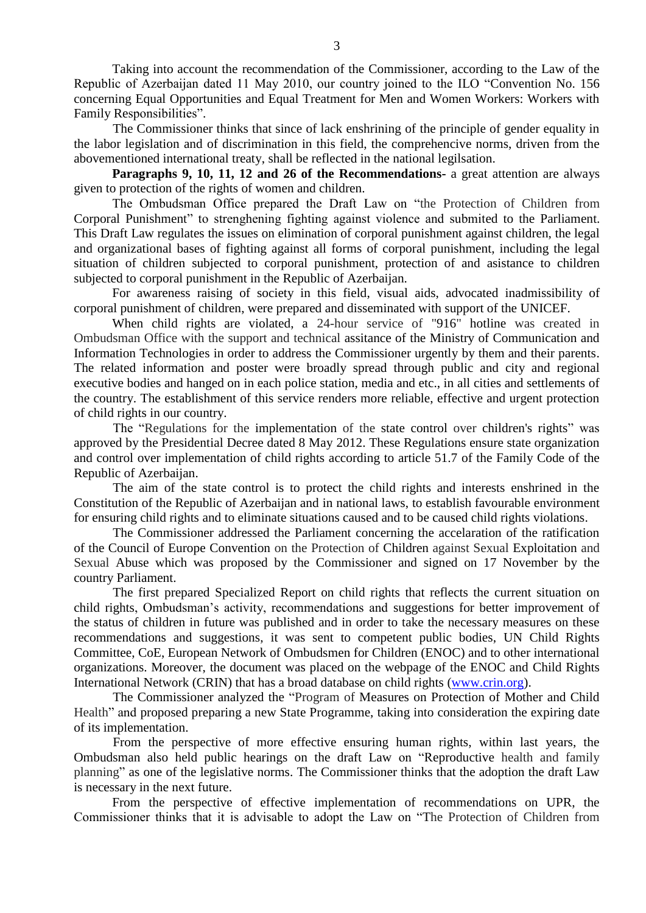Taking into account the recommendation of the Commissioner, according to the Law of the Republic of Azerbaijan dated 11 May 2010, our country joined to the ILO "Convention No. 156 concerning Equal Opportunities and Equal Treatment for Men and Women Workers: Workers with Family Responsibilities".

The Commissioner thinks that since of lack enshrining of the principle of gender equality in the labor legislation and of discrimination in this field, the comprehencive norms, driven from the abovementioned international treaty, shall be reflected in the national legilsation.

**Paragraphs 9, 10, 11, 12 and 26 of the Recommendations-** a great attention are always given to protection of the rights of women and children.

The Ombudsman Office prepared the Draft Law on "the Protection of Children from Corporal Punishment" to strenghening fighting against violence and submited to the Parliament. This Draft Law regulates the issues on elimination of corporal punishment against children, the legal and organizational bases of fighting against all forms of corporal punishment, including the legal situation of children subjected to corporal punishment, protection of and asistance to children subjected to corporal punishment in the Republic of Azerbaijan.

For awareness raising of society in this field, visual aids, advocated inadmissibility of corporal punishment of children, were prepared and disseminated with support of the UNICEF.

When child rights are violated, a 24-hour service of "916" hotline was created in Ombudsman Office with the support and technical assitance of the Ministry of Communication and Information Technologies in order to address the Commissioner urgently by them and their parents. The related information and poster were broadly spread through public and city and regional executive bodies and hanged on in each police station, media and etc., in all cities and settlements of the country. The establishment of this service renders more reliable, effective and urgent protection of child rights in our country.

The "Regulations for the implementation of the state control over children's rights" was approved by the Presidential Decree dated 8 May 2012. These Regulations ensure state organization and control over implementation of child rights according to article 51.7 of the Family Code of the Republic of Azerbaijan.

The aim of the state control is to protect the child rights and interests enshrined in the Constitution of the Republic of Azerbaijan and in national laws, to establish favourable environment for ensuring child rights and to eliminate situations caused and to be caused child rights violations.

The Commissioner addressed the Parliament concerning the accelaration of the ratification of the Council of Europe Convention on the Protection of Children against Sexual Exploitation and Sexual Abuse which was proposed by the Commissioner and signed on 17 November by the country Parliament.

The first prepared Specialized Report on child rights that reflects the current situation on child rights, Ombudsman's activity, recommendations and suggestions for better improvement of the status of children in future was published and in order to take the necessary measures on these recommendations and suggestions, it was sent to competent public bodies, UN Child Rights Committee, CoE, European Network of Ombudsmen for Children (ENOC) and to other international organizations. Moreover, the document was placed on the webpage of the ENOC and Child Rights International Network (CRIN) that has a broad database on child rights (www.crin.org).

The Commissioner analyzed the "Program of Measures on Protection of Mother and Child Health" and proposed preparing a new State Programme, taking into consideration the expiring date of its implementation.

From the perspective of more effective ensuring human rights, within last years, the Ombudsman also held public hearings on the draft Law on "Reproductive health and family planning" as one of the legislative norms. The Commissioner thinks that the adoption the draft Law is necessary in the next future.

From the perspective of effective implementation of recommendations on UPR, the Commissioner thinks that it is advisable to adopt the Law on "The Protection of Children from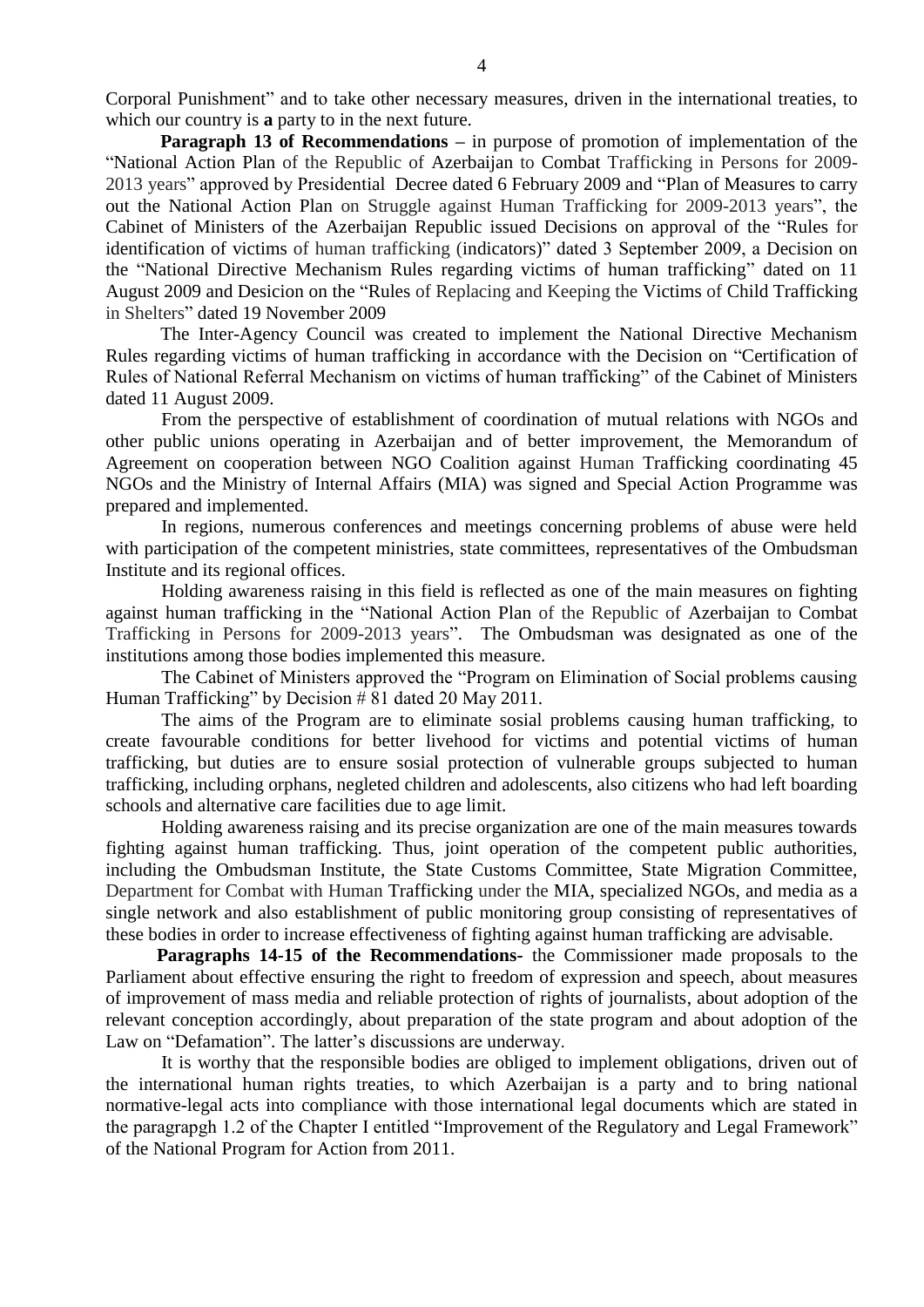Corporal Punishment" and to take other necessary measures, driven in the international treaties, to which our country is **a** party to in the next future.

**Paragraph 13 of Recommendations –** in purpose of promotion of implementation of the "National Action Plan of the Republic of Azerbaijan to Combat Trafficking in Persons for 2009-2013 years" approved by Presidential Decree dated 6 February 2009 and "Plan of Measures to carry out the National Action Plan on Struggle against Human Trafficking for 2009-2013 years", the Cabinet of Ministers of the Azerbaijan Republic issued Decisions on approval of the "Rules for identification of victims of human trafficking (indicators)" dated 3 September 2009, a Decision on the "National Directive Mechanism Rules regarding victims of human trafficking" dated on 11 August 2009 and Desicion on the "Rules of Replacing and Keeping the Victims of Child Trafficking in Shelters" dated 19 November 2009

The Inter-Agency Council was created to implement the National Directive Mechanism Rules regarding victims of human trafficking in accordance with the Decision on "Certification of Rules of National Referral Mechanism on victims of human trafficking" of the Cabinet of Ministers dated 11 August 2009.

From the perspective of establishment of coordination of mutual relations with NGOs and other public unions operating in Azerbaijan and of better improvement, the Memorandum of Agreement on cooperation between NGO Coalition against Human Trafficking coordinating 45 NGOs and the Ministry of Internal Affairs (MIA) was signed and Special Action Programme was prepared and implemented.

In regions, numerous conferences and meetings concerning problems of abuse were held with participation of the competent ministries, state committees, representatives of the Ombudsman Institute and its regional offices.

Holding awareness raising in this field is reflected as one of the main measures on fighting against human trafficking in the "National Action Plan of the Republic of Azerbaijan to Combat Trafficking in Persons for 2009-2013 years". The Ombudsman was designated as one of the institutions among those bodies implemented this measure.

The Cabinet of Ministers approved the "Program on Elimination of Social problems causing Human Trafficking" by Decision # 81 dated 20 May 2011.

The aims of the Program are to eliminate sosial problems causing human trafficking, to create favourable conditions for better livehood for victims and potential victims of human trafficking, but duties are to ensure sosial protection of vulnerable groups subjected to human trafficking, including orphans, negleted children and adolescents, also citizens who had left boarding schools and alternative care facilities due to age limit.

Holding awareness raising and its precise organization are one of the main measures towards fighting against human trafficking. Thus, joint operation of the competent public authorities, including the Ombudsman Institute, the State Customs Committee, State Migration Committee, Department for Combat with Human Trafficking under the MIA, specialized NGOs, and media as a single network and also establishment of public monitoring group consisting of representatives of these bodies in order to increase effectiveness of fighting against human trafficking are advisable.

**Paragraphs 14-15 of the Recommendations-** the Commissioner made proposals to the Parliament about effective ensuring the right to freedom of expression and speech, about measures of improvement of mass media and reliable protection of rights of journalists, about adoption of the relevant conception accordingly, about preparation of the state program and about adoption of the Law on "Defamation". The latter's discussions are underway.

It is worthy that the responsible bodies are obliged to implement obligations, driven out of the international human rights treaties, to which Azerbaijan is a party and to bring national normative-legal acts into compliance with those international legal documents which are stated in the paragrapgh 1.2 of the Chapter I entitled "Improvement of the Regulatory and Legal Framework" of the National Program for Action from 2011.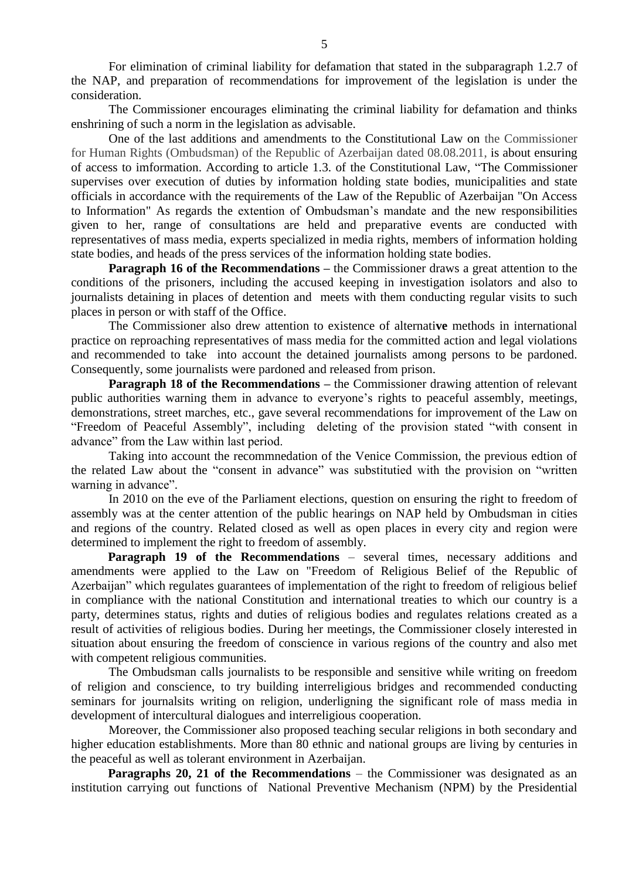For elimination of criminal liability for defamation that stated in the subparagraph 1.2.7 of the NAP, and preparation of recommendations for improvement of the legislation is under the consideration.

The Commissioner encourages eliminating the criminal liability for defamation and thinks enshrining of such a norm in the legislation as advisable.

One of the last additions and amendments to the Constitutional Law on the Commissioner for Human Rights (Ombudsman) of the Republic of Azerbaijan dated 08.08.2011, is about ensuring of access to imformation. According to article 1.3. of the Constitutional Law, "The Commissioner supervises over execution of duties by information holding state bodies, municipalities and state officials in accordance with the requirements of the Law of the Republic of Azerbaijan "On Access to Information" As regards the extention of Ombudsman's mandate and the new responsibilities given to her, range of consultations are held and preparative events are conducted with representatives of mass media, experts specialized in media rights, members of information holding state bodies, and heads of the press services of the information holding state bodies.

**Paragraph 16 of the Recommendations –** the Commissioner draws a great attention to the conditions of the prisoners, including the accused keeping in investigation isolators and also to journalists detaining in places of detention and meets with them conducting regular visits to such places in person or with staff of the Office.

The Commissioner also drew attention to existence of alternati**ve** methods in international practice on reproaching representatives of mass media for the committed action and legal violations and recommended to take into account the detained journalists among persons to be pardoned. Consequently, some journalists were pardoned and released from prison.

**Paragraph 18 of the Recommendations –** the Commissioner drawing attention of relevant public authorities warning them in advance to everyone's rights to peaceful assembly, meetings, demonstrations, street marches, etc., gave several recommendations for improvement of the Law on "Freedom of Peaceful Assembly", including deleting of the provision stated "with consent in advance" from the Law within last period.

Taking into account the recommnedation of the Venice Commission, the previous edtion of the related Law about the "consent in advance" was substitutied with the provision on "written warning in advance".

In 2010 on the eve of the Parliament elections, question on ensuring the right to freedom of assembly was at the center attention of the public hearings on NAP held by Ombudsman in cities and regions of the country. Related closed as well as open places in every city and region were determined to implement the right to freedom of assembly.

**Paragraph 19 of the Recommendations** – several times, necessary additions and amendments were applied to the Law on "Freedom of Religious Belief of the Republic of Azerbaijan" which regulates guarantees of implementation of the right to freedom of religious belief in compliance with the national Constitution and international treaties to which our country is a party, determines status, rights and duties of religious bodies and regulates relations created as a result of activities of religious bodies. During her meetings, the Commissioner closely interested in situation about ensuring the freedom of conscience in various regions of the country and also met with competent religious communities.

The Ombudsman calls journalists to be responsible and sensitive while writing on freedom of religion and conscience, to try building interreligious bridges and recommended conducting seminars for journalsits writing on religion, underligning the significant role of mass media in development of intercultural dialogues and interreligious cooperation.

Moreover, the Commissioner also proposed teaching secular religions in both secondary and higher education establishments. More than 80 ethnic and national groups are living by centuries in the peaceful as well as tolerant environment in Azerbaijan.

**Paragraphs 20, 21 of the Recommendations** – the Commissioner was designated as an institution carrying out functions of National Preventive Mechanism (NPM) by the Presidential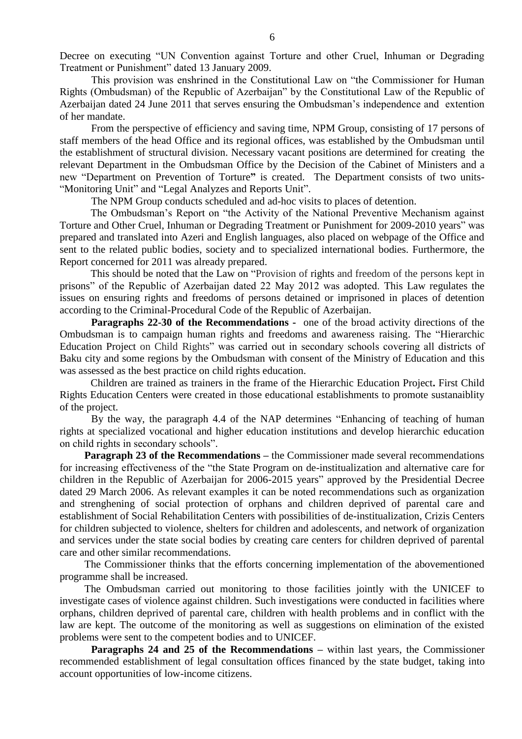Decree on executing "UN Convention against Torture and other Cruel, Inhuman or Degrading Treatment or Punishment" dated 13 January 2009.

This provision was enshrined in the Constitutional Law on "the Commissioner for Human Rights (Ombudsman) of the Republic of Azerbaijan" by the Constitutional Law of the Republic of Azerbaijan dated 24 June 2011 that serves ensuring the Ombudsman's independence and extention of her mandate.

From the perspective of efficiency and saving time, NPM Group, consisting of 17 persons of staff members of the head Office and its regional offices, was established by the Ombudsman until the establishment of structural division. Necessary vacant positions are determined for creating the relevant Department in the Ombudsman Office by the Decision of the Cabinet of Ministers and a new "Department on Prevention of Torture**"** is created. The Department consists of two units- "Monitoring Unit" and "Legal Analyzes and Reports Unit".

The NPM Group conducts scheduled and ad-hoc visits to places of detention.

The Ombudsman's Report on "the Activity of the National Preventive Mechanism against Torture and Other Cruel, Inhuman or Degrading Treatment or Punishment for 2009-2010 years" was prepared and translated into Azeri and English languages, also placed on webpage of the Office and sent to the related public bodies, society and to specialized international bodies. Furthermore, the Report concerned for 2011 was already prepared.

This should be noted that the Law on "Provision of rights and freedom of the persons kept in prisons" of the Republic of Azerbaijan dated 22 May 2012 was adopted. This Law regulates the issues on ensuring rights and freedoms of persons detained or imprisoned in places of detention according to the Criminal-Procedural Code of the Republic of Azerbaijan.

**Paragraphs 22-30 of the Recommendations -** one of the broad activity directions of the Ombudsman is to campaign human rights and freedoms and awareness raising. The "Hierarchic Education Project on Child Rights" was carried out in secondary schools covering all districts of Baku city and some regions by the Ombudsman with consent of the Ministry of Education and this was assessed as the best practice on child rights education.

Children are trained as trainers in the frame of the Hierarchic Education Project**.** First Child Rights Education Centers were created in those educational establishments to promote sustanaiblity of the project.

By the way, the paragraph 4.4 of the NAP determines "Enhancing of teaching of human rights at specialized vocational and higher education institutions and develop hierarchic education on child rights in secondary schools".

**Paragraph 23 of the Recommendations –** the Commissioner made several recommendations for increasing effectiveness of the "the State Program on de-institualization and alternative care for children in the Republic of Azerbaijan for 2006-2015 years" approved by the Presidential Decree dated 29 March 2006. As relevant examples it can be noted recommendations such as organization and strenghening of social protection of orphans and children deprived of parental care and establishment of Social Rehabilitation Centers with possibilities of de-institualization, Crizis Centers for children subjected to violence, shelters for children and adolescents, and network of organization and services under the state social bodies by creating care centers for children deprived of parental care and other similar recommendations.

The Commissioner thinks that the efforts concerning implementation of the abovementioned programme shall be increased.

The Ombudsman carried out monitoring to those facilities jointly with the UNICEF to investigate cases of violence against children. Such investigations were conducted in facilities where orphans, children deprived of parental care, children with health problems and in conflict with the law are kept. The outcome of the monitoring as well as suggestions on elimination of the existed problems were sent to the competent bodies and to UNICEF.

**Paragraphs 24 and 25 of the Recommendations –** within last years, the Commissioner recommended establishment of legal consultation offices financed by the state budget, taking into account opportunities of low-income citizens.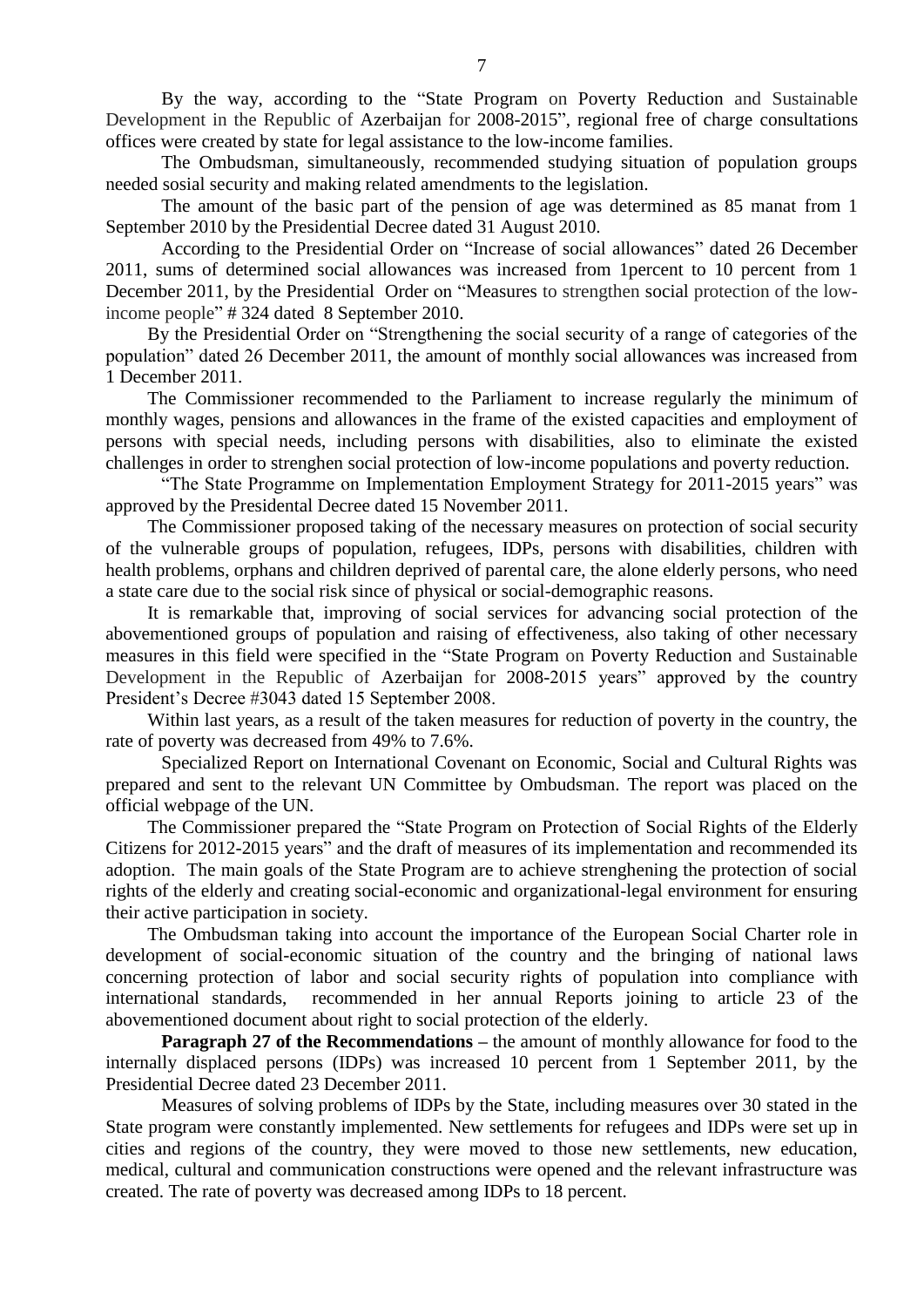By the way, according to the "State Program on Poverty Reduction and Sustainable Development in the Republic of Azerbaijan for 2008-2015", regional free of charge consultations offices were created by state for legal assistance to the low-income families.

The Ombudsman, simultaneously, recommended studying situation of population groups needed sosial security and making related amendments to the legislation.

The amount of the basic part of the pension of age was determined as 85 manat from 1 September 2010 by the Presidential Decree dated 31 August 2010.

According to the Presidential Order on "Increase of social allowances" dated 26 December 2011, sums of determined social allowances was increased from 1percent to 10 percent from 1 December 2011, by the Presidential Order on "Measures to strengthen social protection of the low-income people" # 324 dated 8 September 2010.

By the Presidential Order on "Strengthening the social security of a range of categories of the population" dated 26 December 2011, the amount of monthly social allowances was increased from 1 December 2011.

The Commissioner recommended to the Parliament to increase regularly the minimum of monthly wages, pensions and allowances in the frame of the existed capacities and employment of persons with special needs, including persons with disabilities, also to eliminate the existed challenges in order to strenghen social protection of low-income populations and poverty reduction.

"The State Programme on Implementation Employment Strategy for 2011-2015 years" was approved by the Presidental Decree dated 15 November 2011.

The Commissioner proposed taking of the necessary measures on protection of social security of the vulnerable groups of population, refugees, IDPs, persons with disabilities, children with health problems, orphans and children deprived of parental care, the alone elderly persons, who need a state care due to the social risk since of physical or social-demographic reasons.

It is remarkable that, improving of social services for advancing social protection of the abovementioned groups of population and raising of effectiveness, also taking of other necessary measures in this field were specified in the "State Program on Poverty Reduction and Sustainable Development in the Republic of Azerbaijan for 2008-2015 years" approved by the country President's Decree #3043 dated 15 September 2008.

Within last years, as a result of the taken measures for reduction of poverty in the country, the rate of poverty was decreased from 49% to 7.6%.

Specialized Report on International Covenant on Economic, Social and Cultural Rights was prepared and sent to the relevant UN Committee by Ombudsman. The report was placed on the official webpage of the UN.

The Commissioner prepared the "State Program on Protection of Social Rights of the Elderly Citizens for 2012-2015 years" and the draft of measures of its implementation and recommended its adoption. The main goals of the State Program are to achieve strenghening the protection of social rights of the elderly and creating social-economic and organizational-legal environment for ensuring their active participation in society.

The Ombudsman taking into account the importance of the European Social Charter role in development of social-economic situation of the country and the bringing of national laws concerning protection of labor and social security rights of population into compliance with international standards, recommended in her annual Reports joining to article 23 of the abovementioned document about right to social protection of the elderly.

**Paragraph 27 of the Recommendations** – the amount of monthly allowance for food to the internally displaced persons (IDPs) was increased 10 percent from 1 September 2011, by the Presidential Decree dated 23 December 2011.

Measures of solving problems of IDPs by the State, including measures over 30 stated in the State program were constantly implemented. New settlements for refugees and IDPs were set up in cities and regions of the country, they were moved to those new settlements, new education, medical, cultural and communication constructions were opened and the relevant infrastructure was created. The rate of poverty was decreased among IDPs to 18 percent.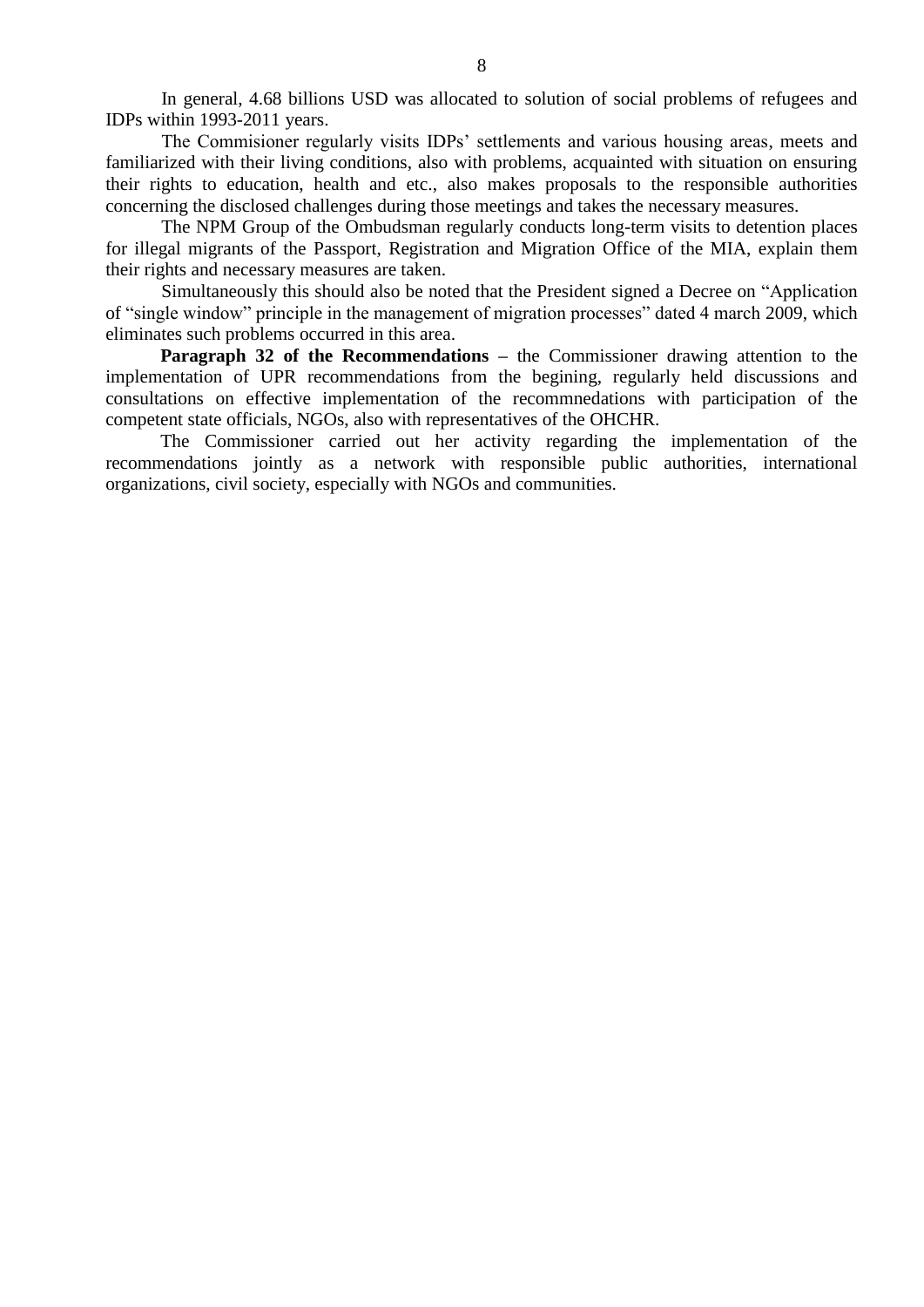In general, 4.68 billions USD was allocated to solution of social problems of refugees and IDPs within 1993-2011 years.

The Commisioner regularly visits IDPs' settlements and various housing areas, meets and familiarized with their living conditions, also with problems, acquainted with situation on ensuring their rights to education, health and etc., also makes proposals to the responsible authorities concerning the disclosed challenges during those meetings and takes the necessary measures.

The NPM Group of the Ombudsman regularly conducts long-term visits to detention places for illegal migrants of the Passport, Registration and Migration Office of the MIA, explain them their rights and necessary measures are taken.

Simultaneously this should also be noted that the President signed a Decree on "Application of "single window" principle in the management of migration processes" dated 4 march 2009, which eliminates such problems occurred in this area.

**Paragraph 32 of the Recommendations –** the Commissioner drawing attention to the implementation of UPR recommendations from the begining, regularly held discussions and consultations on effective implementation of the recommnedations with participation of the competent state officials, NGOs, also with representatives of the OHCHR.

The Commissioner carried out her activity regarding the implementation of the recommendations jointly as a network with responsible public authorities, international organizations, civil society, especially with NGOs and communities.